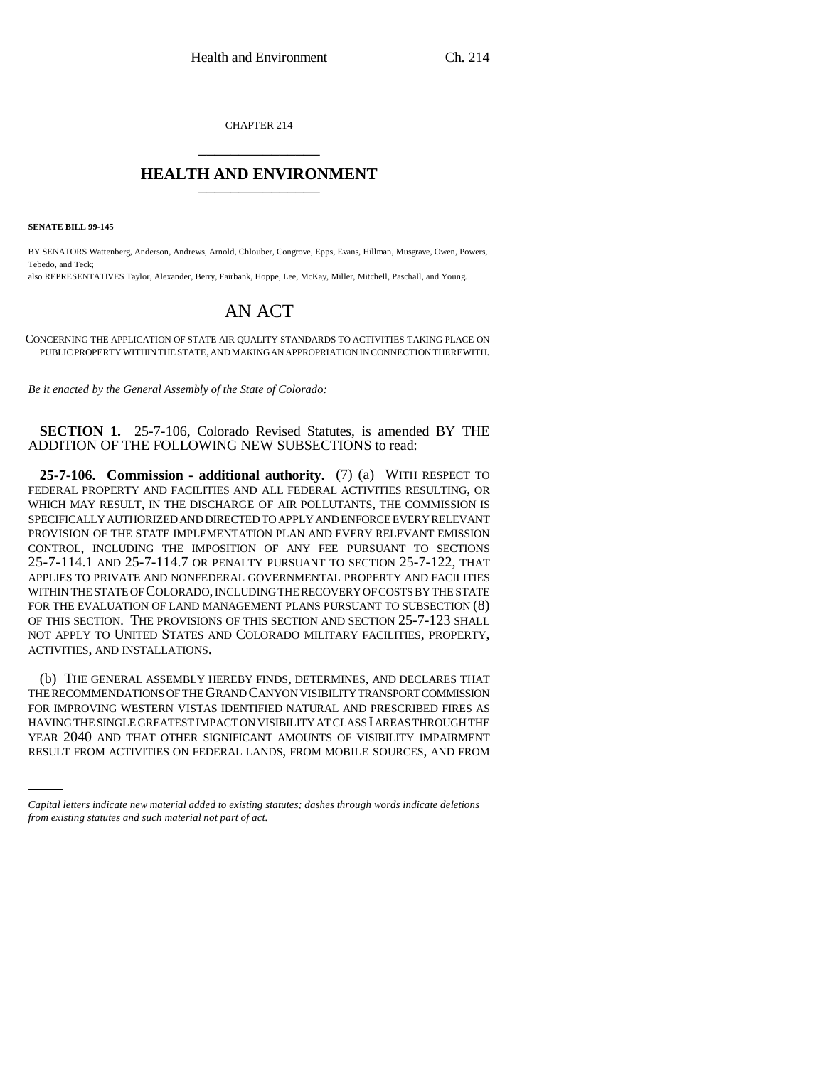CHAPTER 214

# HEALTH AND ENVIRONMENT

**SENATE BILL 99-145**

BY SENATORS Wattenberg, Anderson, Andrews, Arnold, Chlouber, Congrove, Epps, Evans, Hillman, Musgrave, Owen, Powers, Tebedo, and Teck;

also REPRESENTATIVES Taylor, Alexander, Berry, Fairbank, Hoppe, Lee, McKay, Miller, Mitchell, Paschall, and Young.

# AN ACT

CONCERNING THE APPLICATION OF STATE AIR QUALITY STANDARDS TO ACTIVITIES TAKING PLACE ON PUBLIC PROPERTY WITHIN THE STATE, AND MAKING AN APPROPRIATION IN CONNECTION THEREWITH.

*Be it enacted by the General Assembly of the State of Colorado:*

**SECTION 1.** 25-7-106, Colorado Revised Statutes, is amended BY THE ADDITION OF THE FOLLOWING NEW SUBSECTIONS to read:

**25-7-106. Commission - additional authority.** (7) (a) WITH RESPECT TO FEDERAL PROPERTY AND FACILITIES AND ALL FEDERAL ACTIVITIES RESULTING, OR WHICH MAY RESULT, IN THE DISCHARGE OF AIR POLLUTANTS, THE COMMISSION IS SPECIFICALLY AUTHORIZED AND DIRECTED TO APPLY AND ENFORCE EVERY RELEVANT PROVISION OF THE STATE IMPLEMENTATION PLAN AND EVERY RELEVANT EMISSION CONTROL, INCLUDING THE IMPOSITION OF ANY FEE PURSUANT TO SECTIONS 25-7-114.1 AND 25-7-114.7 OR PENALTY PURSUANT TO SECTION 25-7-122, THAT APPLIES TO PRIVATE AND NONFEDERAL GOVERNMENTAL PROPERTY AND FACILITIES WITHIN THE STATE OF COLORADO, INCLUDING THE RECOVERY OF COSTS BY THE STATE FOR THE EVALUATION OF LAND MANAGEMENT PLANS PURSUANT TO SUBSECTION (8) OF THIS SECTION. THE PROVISIONS OF THIS SECTION AND SECTION 25-7-123 SHALL NOT APPLY TO UNITED STATES AND COLORADO MILITARY FACILITIES, PROPERTY, ACTIVITIES, AND INSTALLATIONS.

(b) THE GENERAL ASSEMBLY HEREBY FINDS, DETERMINES, AND DECLARES THAT THE RECOMMENDATIONS OF THE GRAND CANYON VISIBILITY TRANSPORT COMMISSION FOR IMPROVING WESTERN VISTAS IDENTIFIED NATURAL AND PRESCRIBED FIRES AS HAVING THE SINGLE GREATEST IMPACT ON VISIBILITY AT CLASS I AREAS THROUGH THE YEAR 2040 AND THAT OTHER SIGNIFICANT AMOUNTS OF VISIBILITY IMPAIRMENT RESULT FROM ACTIVITIES ON FEDERAL LANDS, FROM MOBILE SOURCES, AND FROM

*Capital letters indicate new material added to existing statutes; dashes through words indicate deletions from existing statutes and such material not part of act.*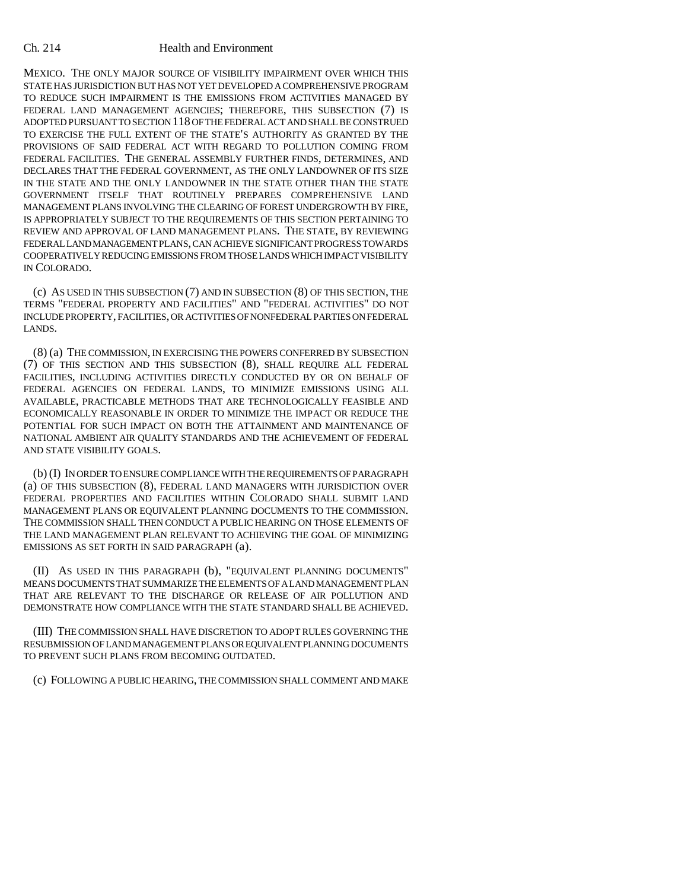MEXICO. THE ONLY MAJOR SOURCE OF VISIBILITY IMPAIRMENT OVER WHICH THIS STATE HAS JURISDICTION BUT HAS NOT YET DEVELOPED A COMPREHENSIVE PROGRAM TO REDUCE SUCH IMPAIRMENT IS THE EMISSIONS FROM ACTIVITIES MANAGED BY FEDERAL LAND MANAGEMENT AGENCIES; THEREFORE, THIS SUBSECTION (7) IS ADOPTED PURSUANT TO SECTION 118 OF THE FEDERAL ACT AND SHALL BE CONSTRUED TO EXERCISE THE FULL EXTENT OF THE STATE'S AUTHORITY AS GRANTED BY THE PROVISIONS OF SAID FEDERAL ACT WITH REGARD TO POLLUTION COMING FROM FEDERAL FACILITIES. THE GENERAL ASSEMBLY FURTHER FINDS, DETERMINES, AND DECLARES THAT THE FEDERAL GOVERNMENT, AS THE ONLY LANDOWNER OF ITS SIZE IN THE STATE AND THE ONLY LANDOWNER IN THE STATE OTHER THAN THE STATE GOVERNMENT ITSELF THAT ROUTINELY PREPARES COMPREHENSIVE LAND MANAGEMENT PLANS INVOLVING THE CLEARING OF FOREST UNDERGROWTH BY FIRE, IS APPROPRIATELY SUBJECT TO THE REQUIREMENTS OF THIS SECTION PERTAINING TO REVIEW AND APPROVAL OF LAND MANAGEMENT PLANS. THE STATE, BY REVIEWING FEDERAL LAND MANAGEMENT PLANS, CAN ACHIEVE SIGNIFICANT PROGRESS TOWARDS COOPERATIVELY REDUCING EMISSIONS FROM THOSE LANDS WHICH IMPACT VISIBILITY IN COLORADO.

(c) AS USED IN THIS SUBSECTION (7) AND IN SUBSECTION (8) OF THIS SECTION, THE TERMS "FEDERAL PROPERTY AND FACILITIES" AND "FEDERAL ACTIVITIES" DO NOT INCLUDE PROPERTY, FACILITIES, OR ACTIVITIES OF NONFEDERAL PARTIES ON FEDERAL LANDS.

(8) (a) THE COMMISSION, IN EXERCISING THE POWERS CONFERRED BY SUBSECTION (7) OF THIS SECTION AND THIS SUBSECTION (8), SHALL REQUIRE ALL FEDERAL FACILITIES, INCLUDING ACTIVITIES DIRECTLY CONDUCTED BY OR ON BEHALF OF FEDERAL AGENCIES ON FEDERAL LANDS, TO MINIMIZE EMISSIONS USING ALL AVAILABLE, PRACTICABLE METHODS THAT ARE TECHNOLOGICALLY FEASIBLE AND ECONOMICALLY REASONABLE IN ORDER TO MINIMIZE THE IMPACT OR REDUCE THE POTENTIAL FOR SUCH IMPACT ON BOTH THE ATTAINMENT AND MAINTENANCE OF NATIONAL AMBIENT AIR QUALITY STANDARDS AND THE ACHIEVEMENT OF FEDERAL AND STATE VISIBILITY GOALS.

(b) (I) IN ORDER TO ENSURE COMPLIANCE WITH THE REQUIREMENTS OF PARAGRAPH (a) OF THIS SUBSECTION (8), FEDERAL LAND MANAGERS WITH JURISDICTION OVER FEDERAL PROPERTIES AND FACILITIES WITHIN COLORADO SHALL SUBMIT LAND MANAGEMENT PLANS OR EQUIVALENT PLANNING DOCUMENTS TO THE COMMISSION. THE COMMISSION SHALL THEN CONDUCT A PUBLIC HEARING ON THOSE ELEMENTS OF THE LAND MANAGEMENT PLAN RELEVANT TO ACHIEVING THE GOAL OF MINIMIZING EMISSIONS AS SET FORTH IN SAID PARAGRAPH (a).

(II) AS USED IN THIS PARAGRAPH (b), "EQUIVALENT PLANNING DOCUMENTS" MEANS DOCUMENTS THAT SUMMARIZE THE ELEMENTS OF A LAND MANAGEMENT PLAN THAT ARE RELEVANT TO THE DISCHARGE OR RELEASE OF AIR POLLUTION AND DEMONSTRATE HOW COMPLIANCE WITH THE STATE STANDARD SHALL BE ACHIEVED.

(III) THE COMMISSION SHALL HAVE DISCRETION TO ADOPT RULES GOVERNING THE RESUBMISSION OF LAND MANAGEMENT PLANS OR EQUIVALENT PLANNING DOCUMENTS TO PREVENT SUCH PLANS FROM BECOMING OUTDATED.

(c) FOLLOWING A PUBLIC HEARING, THE COMMISSION SHALL COMMENT AND MAKE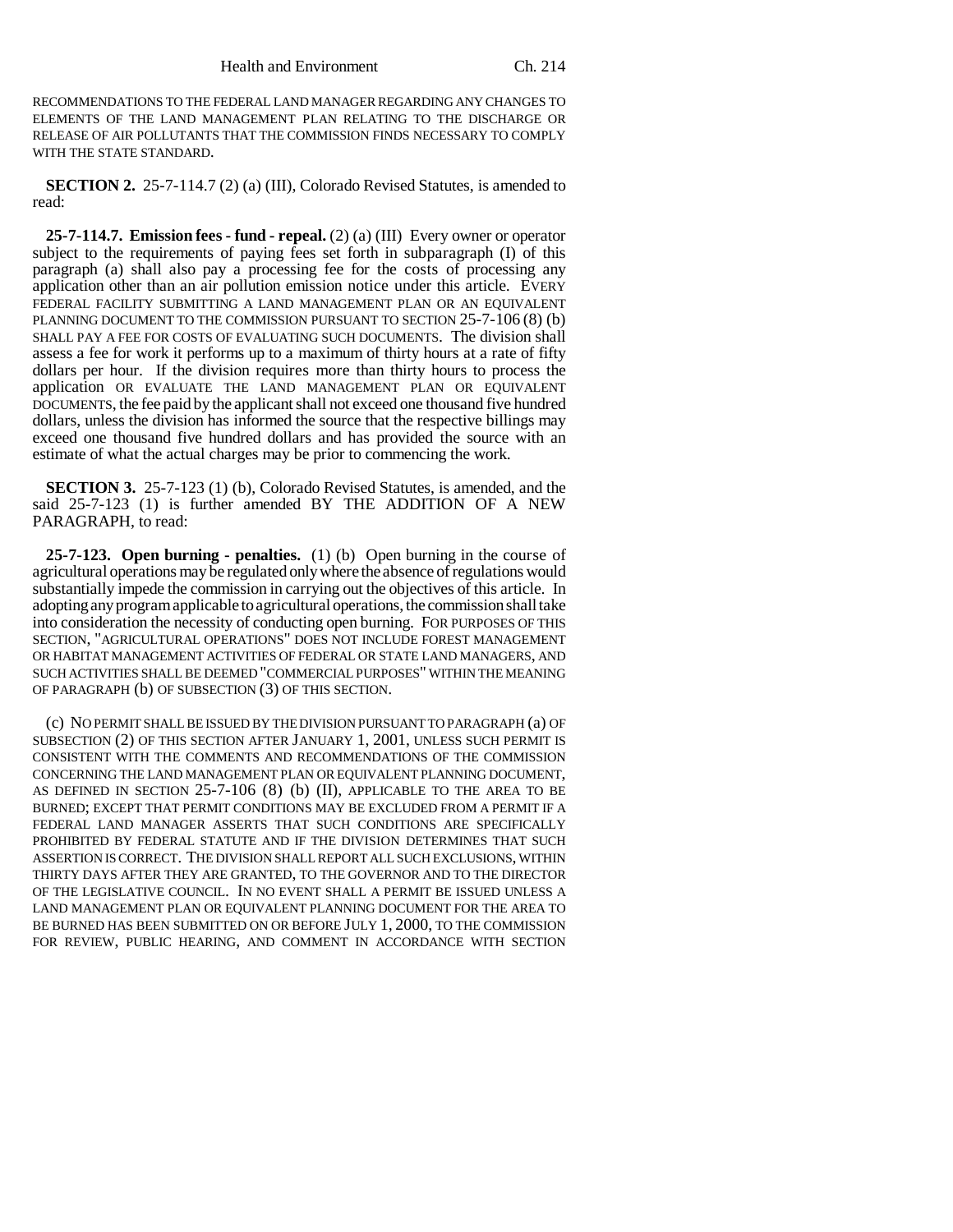RECOMMENDATIONS TO THE FEDERAL LAND MANAGER REGARDING ANY CHANGES TO ELEMENTS OF THE LAND MANAGEMENT PLAN RELATING TO THE DISCHARGE OR RELEASE OF AIR POLLUTANTS THAT THE COMMISSION FINDS NECESSARY TO COMPLY WITH THE STATE STANDARD.

**SECTION 2.** 25-7-114.7 (2) (a) (III), Colorado Revised Statutes, is amended to read:

**25-7-114.7. Emission fees - fund - repeal.** (2) (a) (III) Every owner or operator subject to the requirements of paying fees set forth in subparagraph (I) of this paragraph (a) shall also pay a processing fee for the costs of processing any application other than an air pollution emission notice under this article. EVERY FEDERAL FACILITY SUBMITTING A LAND MANAGEMENT PLAN OR AN EQUIVALENT PLANNING DOCUMENT TO THE COMMISSION PURSUANT TO SECTION 25-7-106 (8) (b) SHALL PAY A FEE FOR COSTS OF EVALUATING SUCH DOCUMENTS. The division shall assess a fee for work it performs up to a maximum of thirty hours at a rate of fifty dollars per hour. If the division requires more than thirty hours to process the application OR EVALUATE THE LAND MANAGEMENT PLAN OR EQUIVALENT DOCUMENTS, the fee paid by the applicant shall not exceed one thousand five hundred dollars, unless the division has informed the source that the respective billings may exceed one thousand five hundred dollars and has provided the source with an estimate of what the actual charges may be prior to commencing the work.

**SECTION 3.** 25-7-123 (1) (b), Colorado Revised Statutes, is amended, and the said 25-7-123 (1) is further amended BY THE ADDITION OF A NEW PARAGRAPH, to read:

**25-7-123. Open burning - penalties.** (1) (b) Open burning in the course of agricultural operations may be regulated only where the absence of regulations would substantially impede the commission in carrying out the objectives of this article. In adopting any program applicable to agricultural operations, the commission shall take into consideration the necessity of conducting open burning. FOR PURPOSES OF THIS SECTION, "AGRICULTURAL OPERATIONS" DOES NOT INCLUDE FOREST MANAGEMENT OR HABITAT MANAGEMENT ACTIVITIES OF FEDERAL OR STATE LAND MANAGERS, AND SUCH ACTIVITIES SHALL BE DEEMED "COMMERCIAL PURPOSES" WITHIN THE MEANING OF PARAGRAPH (b) OF SUBSECTION (3) OF THIS SECTION.

(c) NO PERMIT SHALL BE ISSUED BY THE DIVISION PURSUANT TO PARAGRAPH (a) OF SUBSECTION (2) OF THIS SECTION AFTER JANUARY 1, 2001, UNLESS SUCH PERMIT IS CONSISTENT WITH THE COMMENTS AND RECOMMENDATIONS OF THE COMMISSION CONCERNING THE LAND MANAGEMENT PLAN OR EQUIVALENT PLANNING DOCUMENT, AS DEFINED IN SECTION 25-7-106 (8) (b) (II), APPLICABLE TO THE AREA TO BE BURNED; EXCEPT THAT PERMIT CONDITIONS MAY BE EXCLUDED FROM A PERMIT IF A FEDERAL LAND MANAGER ASSERTS THAT SUCH CONDITIONS ARE SPECIFICALLY PROHIBITED BY FEDERAL STATUTE AND IF THE DIVISION DETERMINES THAT SUCH ASSERTION IS CORRECT. THE DIVISION SHALL REPORT ALL SUCH EXCLUSIONS, WITHIN THIRTY DAYS AFTER THEY ARE GRANTED, TO THE GOVERNOR AND TO THE DIRECTOR OF THE LEGISLATIVE COUNCIL. IN NO EVENT SHALL A PERMIT BE ISSUED UNLESS A LAND MANAGEMENT PLAN OR EQUIVALENT PLANNING DOCUMENT FOR THE AREA TO BE BURNED HAS BEEN SUBMITTED ON OR BEFORE JULY 1, 2000, TO THE COMMISSION FOR REVIEW, PUBLIC HEARING, AND COMMENT IN ACCORDANCE WITH SECTION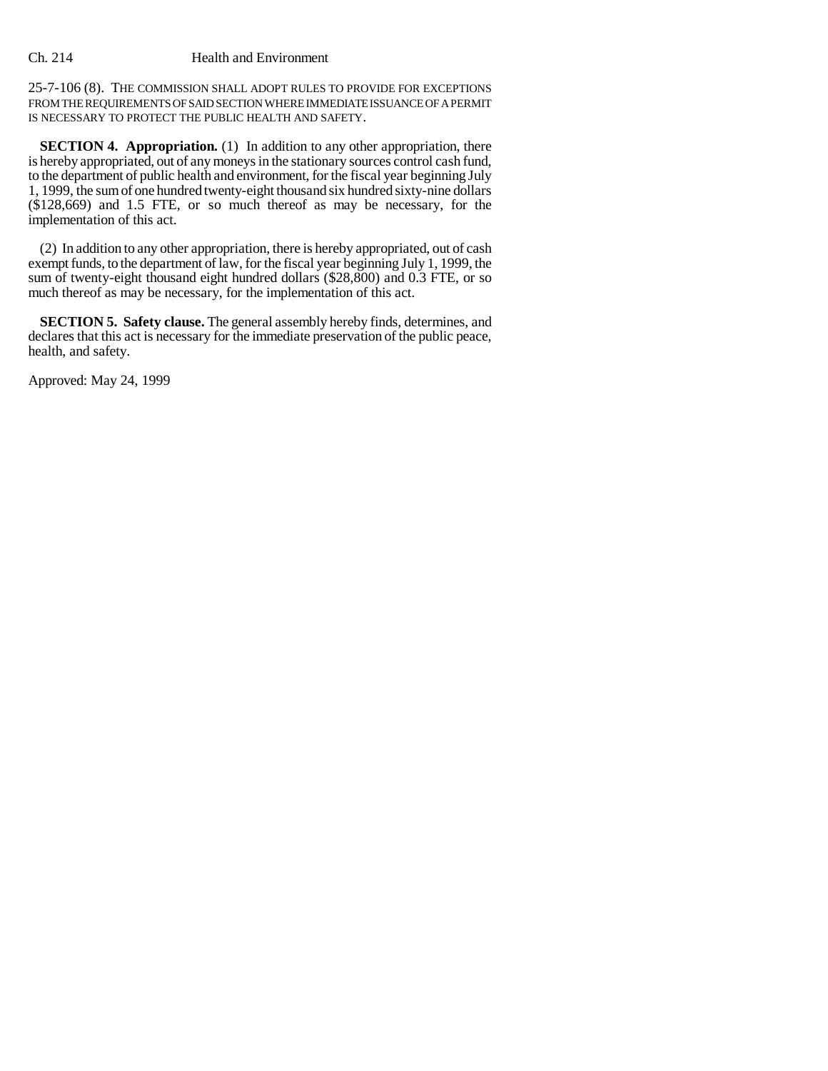25-7-106 (8). THE COMMISSION SHALL ADOPT RULES TO PROVIDE FOR EXCEPTIONS FROM THE REQUIREMENTS OF SAID SECTION WHERE IMMEDIATE ISSUANCE OF A PERMIT IS NECESSARY TO PROTECT THE PUBLIC HEALTH AND SAFETY.

**SECTION 4. Appropriation.** (1) In addition to any other appropriation, there is hereby appropriated, out of any moneys in the stationary sources control cash fund, to the department of public health and environment, for the fiscal year beginning July 1, 1999, the sum of one hundred twenty-eight thousand six hundred sixty-nine dollars ($128,669) and 1.5 FTE, or so much thereof as may be necessary, for the implementation of this act.

(2) In addition to any other appropriation, there is hereby appropriated, out of cash exempt funds, to the department of law, for the fiscal year beginning July 1, 1999, the sum of twenty-eight thousand eight hundred dollars ($28,800) and 0.3 FTE, or so much thereof as may be necessary, for the implementation of this act.

**SECTION 5. Safety clause.** The general assembly hereby finds, determines, and declares that this act is necessary for the immediate preservation of the public peace, health, and safety.

Approved: May 24, 1999